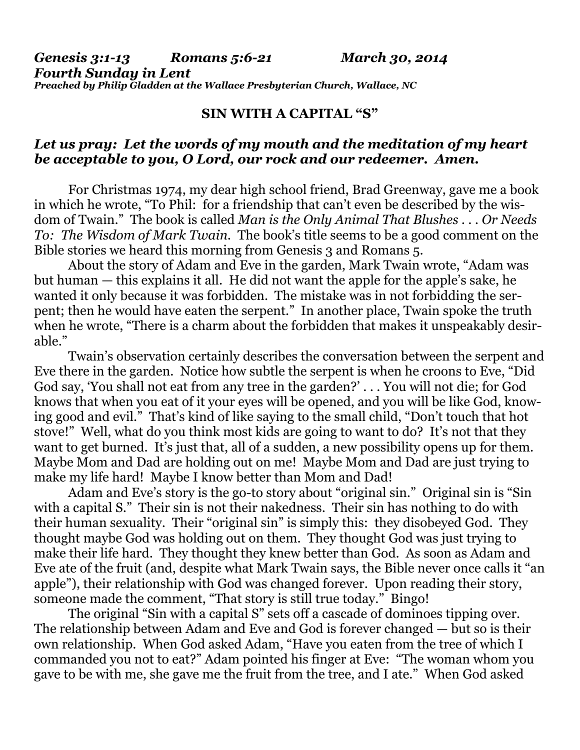***Genesis 3:1-13 Romans 5:6-21 March 30, 2014***
***Fourth Sunday in Lent***
***Preached by Philip Gladden at the Wallace Presbyterian Church, Wallace, NC***

**SIN WITH A CAPITAL "S"**

***Let us pray: Let the words of my mouth and the meditation of my heart be acceptable to you, O Lord, our rock and our redeemer. Amen.***

For Christmas 1974, my dear high school friend, Brad Greenway, gave me a book in which he wrote, "To Phil: for a friendship that can't even be described by the wisdom of Twain." The book is called *Man is the Only Animal That Blushes . . . Or Needs To: The Wisdom of Mark Twain.* The book's title seems to be a good comment on the Bible stories we heard this morning from Genesis 3 and Romans 5.

About the story of Adam and Eve in the garden, Mark Twain wrote, "Adam was but human — this explains it all. He did not want the apple for the apple's sake, he wanted it only because it was forbidden. The mistake was in not forbidding the serpent; then he would have eaten the serpent." In another place, Twain spoke the truth when he wrote, "There is a charm about the forbidden that makes it unspeakably desirable."

Twain's observation certainly describes the conversation between the serpent and Eve there in the garden. Notice how subtle the serpent is when he croons to Eve, "Did God say, 'You shall not eat from any tree in the garden?' . . . You will not die; for God knows that when you eat of it your eyes will be opened, and you will be like God, knowing good and evil." That's kind of like saying to the small child, "Don't touch that hot stove!" Well, what do you think most kids are going to want to do? It's not that they want to get burned. It's just that, all of a sudden, a new possibility opens up for them. Maybe Mom and Dad are holding out on me! Maybe Mom and Dad are just trying to make my life hard! Maybe I know better than Mom and Dad!

Adam and Eve's story is the go-to story about "original sin." Original sin is "Sin with a capital S." Their sin is not their nakedness. Their sin has nothing to do with their human sexuality. Their "original sin" is simply this: they disobeyed God. They thought maybe God was holding out on them. They thought God was just trying to make their life hard. They thought they knew better than God. As soon as Adam and Eve ate of the fruit (and, despite what Mark Twain says, the Bible never once calls it "an apple"), their relationship with God was changed forever. Upon reading their story, someone made the comment, "That story is still true today." Bingo!

The original "Sin with a capital S" sets off a cascade of dominoes tipping over. The relationship between Adam and Eve and God is forever changed — but so is their own relationship. When God asked Adam, "Have you eaten from the tree of which I commanded you not to eat?" Adam pointed his finger at Eve: "The woman whom you gave to be with me, she gave me the fruit from the tree, and I ate." When God asked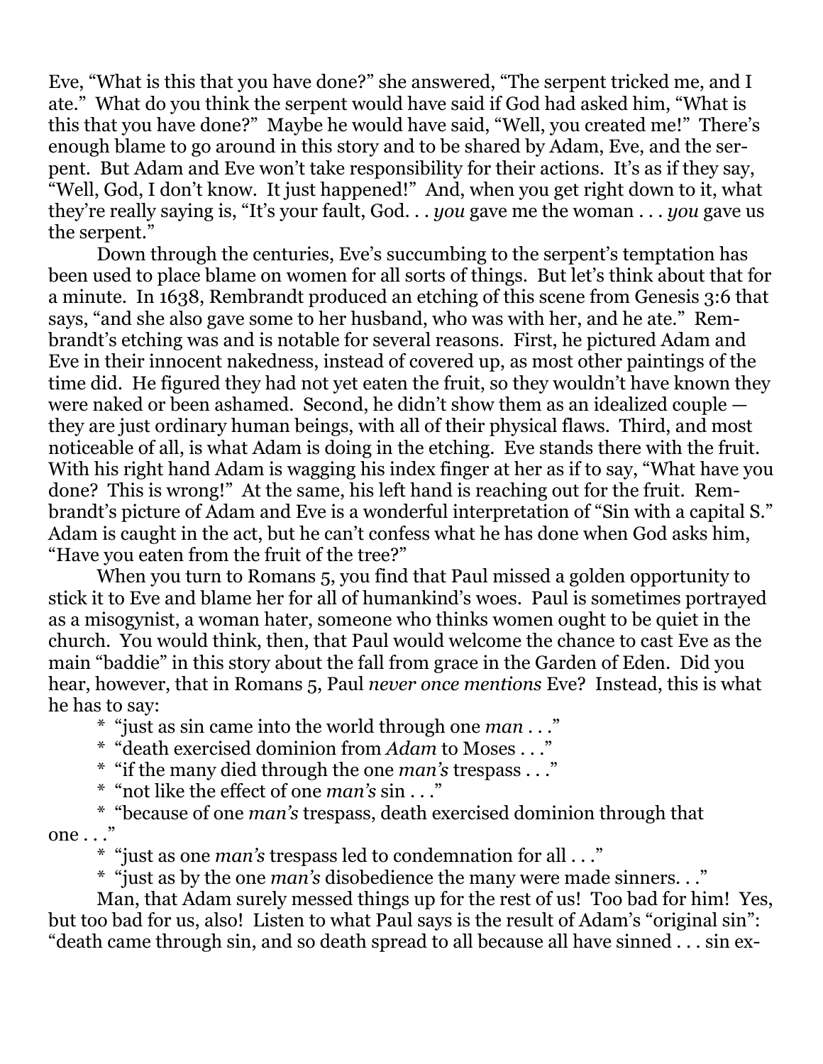Eve, "What is this that you have done?" she answered, "The serpent tricked me, and I ate." What do you think the serpent would have said if God had asked him, "What is this that you have done?" Maybe he would have said, "Well, you created me!" There's enough blame to go around in this story and to be shared by Adam, Eve, and the serpent. But Adam and Eve won't take responsibility for their actions. It's as if they say, "Well, God, I don't know. It just happened!" And, when you get right down to it, what they're really saying is, "It's your fault, God. . . *you* gave me the woman . . . *you* gave us the serpent."

Down through the centuries, Eve's succumbing to the serpent's temptation has been used to place blame on women for all sorts of things. But let's think about that for a minute. In 1638, Rembrandt produced an etching of this scene from Genesis 3:6 that says, "and she also gave some to her husband, who was with her, and he ate." Rembrandt's etching was and is notable for several reasons. First, he pictured Adam and Eve in their innocent nakedness, instead of covered up, as most other paintings of the time did. He figured they had not yet eaten the fruit, so they wouldn't have known they were naked or been ashamed. Second, he didn't show them as an idealized couple — they are just ordinary human beings, with all of their physical flaws. Third, and most noticeable of all, is what Adam is doing in the etching. Eve stands there with the fruit. With his right hand Adam is wagging his index finger at her as if to say, "What have you done? This is wrong!" At the same, his left hand is reaching out for the fruit. Rembrandt's picture of Adam and Eve is a wonderful interpretation of "Sin with a capital S." Adam is caught in the act, but he can't confess what he has done when God asks him, "Have you eaten from the fruit of the tree?"

When you turn to Romans 5, you find that Paul missed a golden opportunity to stick it to Eve and blame her for all of humankind's woes. Paul is sometimes portrayed as a misogynist, a woman hater, someone who thinks women ought to be quiet in the church. You would think, then, that Paul would welcome the chance to cast Eve as the main "baddie" in this story about the fall from grace in the Garden of Eden. Did you hear, however, that in Romans 5, Paul *never once mentions* Eve? Instead, this is what he has to say:

- "just as sin came into the world through one *man* . . ."
- "death exercised dominion from *Adam* to Moses . . ."
- "if the many died through the one *man's* trespass . . ."
- "not like the effect of one *man's* sin . . ."
- "because of one *man's* trespass, death exercised dominion through that one . . ."
- "just as one *man's* trespass led to condemnation for all . . ."
- "just as by the one *man's* disobedience the many were made sinners. . ."

Man, that Adam surely messed things up for the rest of us! Too bad for him! Yes, but too bad for us, also! Listen to what Paul says is the result of Adam's "original sin": "death came through sin, and so death spread to all because all have sinned . . . sin ex-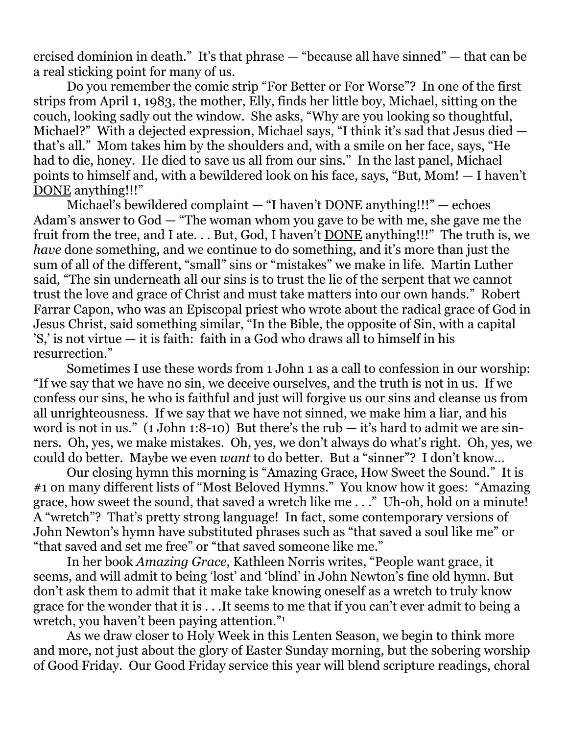ercised dominion in death." It's that phrase — "because all have sinned" — that can be a real sticking point for many of us.

Do you remember the comic strip "For Better or For Worse"? In one of the first strips from April 1, 1983, the mother, Elly, finds her little boy, Michael, sitting on the couch, looking sadly out the window. She asks, "Why are you looking so thoughtful, Michael?" With a dejected expression, Michael says, "I think it's sad that Jesus died — that's all." Mom takes him by the shoulders and, with a smile on her face, says, "He had to die, honey. He died to save us all from our sins." In the last panel, Michael points to himself and, with a bewildered look on his face, says, "But, Mom! — I haven't <u>DONE</u> anything!!!"

Michael's bewildered complaint — "I haven't <u>DONE</u> anything!!!" — echoes Adam's answer to God — "The woman whom you gave to be with me, she gave me the fruit from the tree, and I ate. . . But, God, I haven't <u>DONE</u> anything!!!" The truth is, we *have* done something, and we continue to do something, and it's more than just the sum of all of the different, "small" sins or "mistakes" we make in life. Martin Luther said, "The sin underneath all our sins is to trust the lie of the serpent that we cannot trust the love and grace of Christ and must take matters into our own hands." Robert Farrar Capon, who was an Episcopal priest who wrote about the radical grace of God in Jesus Christ, said something similar, "In the Bible, the opposite of Sin, with a capital 'S,' is not virtue — it is faith: faith in a God who draws all to himself in his resurrection."

Sometimes I use these words from 1 John 1 as a call to confession in our worship: "If we say that we have no sin, we deceive ourselves, and the truth is not in us. If we confess our sins, he who is faithful and just will forgive us our sins and cleanse us from all unrighteousness. If we say that we have not sinned, we make him a liar, and his word is not in us." (1 John 1:8-10) But there's the rub — it's hard to admit we are sinners. Oh, yes, we make mistakes. Oh, yes, we don't always do what's right. Oh, yes, we could do better. Maybe we even *want* to do better. But a "sinner"? I don't know…

Our closing hymn this morning is "Amazing Grace, How Sweet the Sound." It is #1 on many different lists of "Most Beloved Hymns." You know how it goes: "Amazing grace, how sweet the sound, that saved a wretch like me . . ." Uh-oh, hold on a minute! A "wretch"? That's pretty strong language! In fact, some contemporary versions of John Newton's hymn have substituted phrases such as "that saved a soul like me" or "that saved and set me free" or "that saved someone like me."

In her book *Amazing Grace*, Kathleen Norris writes, "People want grace, it seems, and will admit to being 'lost' and 'blind' in John Newton's fine old hymn. But don't ask them to admit that it make take knowing oneself as a wretch to truly know grace for the wonder that it is . . .It seems to me that if you can't ever admit to being a wretch, you haven't been paying attention."[1]

As we draw closer to Holy Week in this Lenten Season, we begin to think more and more, not just about the glory of Easter Sunday morning, but the sobering worship of Good Friday. Our Good Friday service this year will blend scripture readings, choral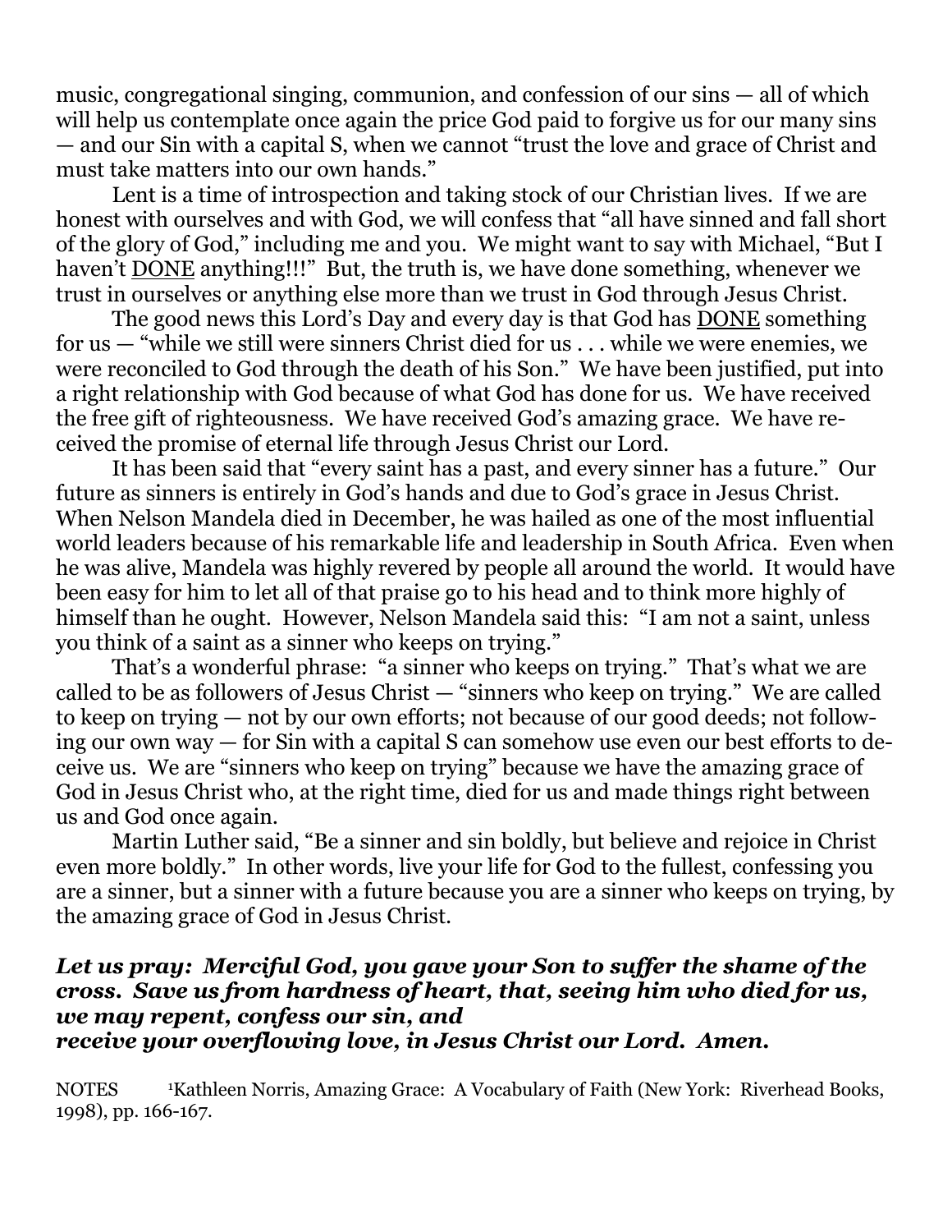music, congregational singing, communion, and confession of our sins — all of which will help us contemplate once again the price God paid to forgive us for our many sins — and our Sin with a capital S, when we cannot "trust the love and grace of Christ and must take matters into our own hands."

Lent is a time of introspection and taking stock of our Christian lives. If we are honest with ourselves and with God, we will confess that "all have sinned and fall short of the glory of God," including me and you. We might want to say with Michael, "But I haven't <u>DONE</u> anything!!!" But, the truth is, we have done something, whenever we trust in ourselves or anything else more than we trust in God through Jesus Christ.

The good news this Lord's Day and every day is that God has <u>DONE</u> something for us — "while we still were sinners Christ died for us . . . while we were enemies, we were reconciled to God through the death of his Son." We have been justified, put into a right relationship with God because of what God has done for us. We have received the free gift of righteousness. We have received God's amazing grace. We have received the promise of eternal life through Jesus Christ our Lord.

It has been said that "every saint has a past, and every sinner has a future." Our future as sinners is entirely in God's hands and due to God's grace in Jesus Christ. When Nelson Mandela died in December, he was hailed as one of the most influential world leaders because of his remarkable life and leadership in South Africa. Even when he was alive, Mandela was highly revered by people all around the world. It would have been easy for him to let all of that praise go to his head and to think more highly of himself than he ought. However, Nelson Mandela said this: "I am not a saint, unless you think of a saint as a sinner who keeps on trying."

That's a wonderful phrase: "a sinner who keeps on trying." That's what we are called to be as followers of Jesus Christ — "sinners who keep on trying." We are called to keep on trying — not by our own efforts; not because of our good deeds; not following our own way — for Sin with a capital S can somehow use even our best efforts to deceive us. We are "sinners who keep on trying" because we have the amazing grace of God in Jesus Christ who, at the right time, died for us and made things right between us and God once again.

Martin Luther said, "Be a sinner and sin boldly, but believe and rejoice in Christ even more boldly." In other words, live your life for God to the fullest, confessing you are a sinner, but a sinner with a future because you are a sinner who keeps on trying, by the amazing grace of God in Jesus Christ.

***Let us pray: Merciful God, you gave your Son to suffer the shame of the cross. Save us from hardness of heart, that, seeing him who died for us, we may repent, confess our sin, and receive your overflowing love, in Jesus Christ our Lord. Amen.***

NOTES [1]Kathleen Norris, Amazing Grace: A Vocabulary of Faith (New York: Riverhead Books, 1998), pp. 166-167.